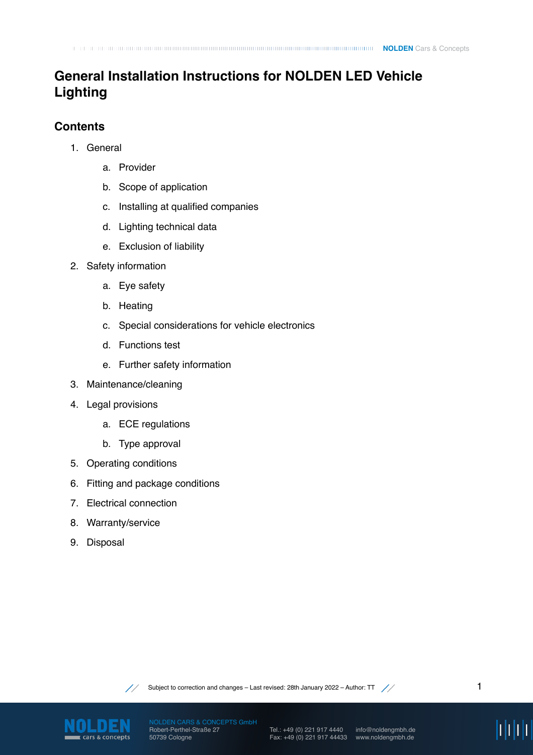# General Installation Instructions for NOLDEN LED Vehicle Lighting

## Contents

1. General
    a. Provider
    b. Scope of application
    c. Installing at qualified companies
    d. Lighting technical data
    e. Exclusion of liability
2. Safety information
    a. Eye safety
    b. Heating
    c. Special considerations for vehicle electronics
    d. Functions test
    e. Further safety information
3. Maintenance/cleaning
4. Legal provisions
    a. ECE regulations
    b. Type approval
5. Operating conditions
6. Fitting and package conditions
7. Electrical connection
8. Warranty/service
9. Disposal

Subject to correction and changes – Last revised: 28th January 2022 – Author: TT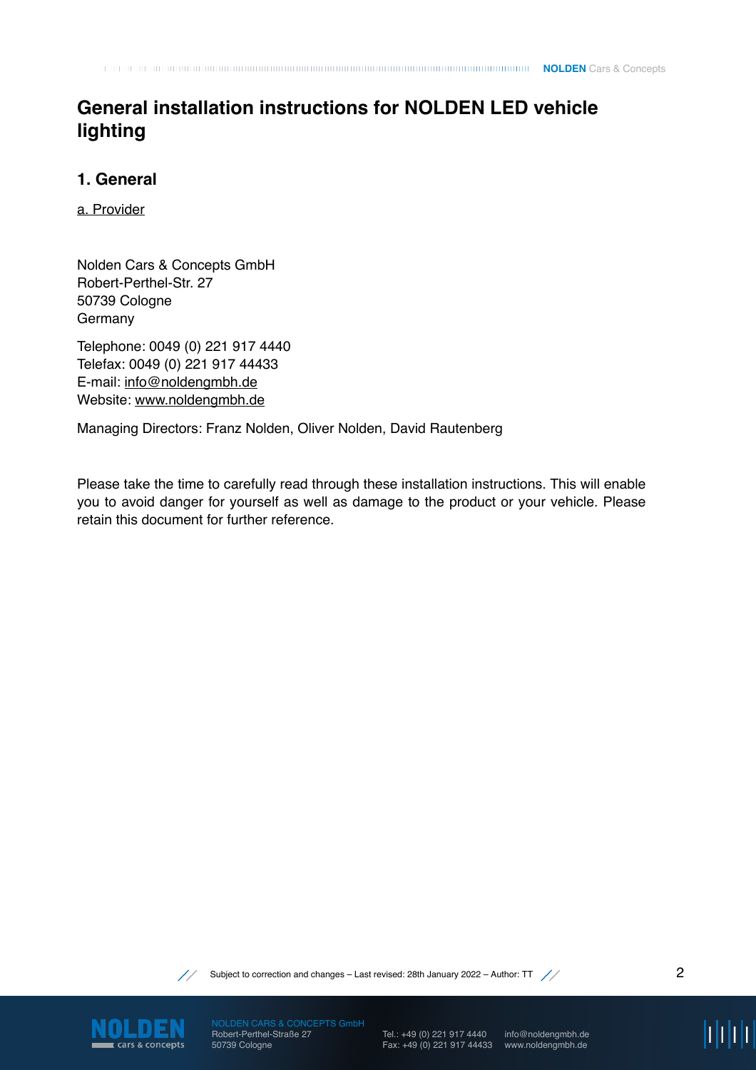# General installation instructions for NOLDEN LED vehicle lighting

## 1. General

a. Provider

Nolden Cars & Concepts GmbH
Robert-Perthel-Str. 27
50739 Cologne
Germany

Telephone: 0049 (0) 221 917 4440
Telefax: 0049 (0) 221 917 44433
E-mail: info@noldengmbh.de
Website: www.noldengmbh.de

Managing Directors: Franz Nolden, Oliver Nolden, David Rautenberg

Please take the time to carefully read through these installation instructions. This will enable you to avoid danger for yourself as well as damage to the product or your vehicle. Please retain this document for further reference.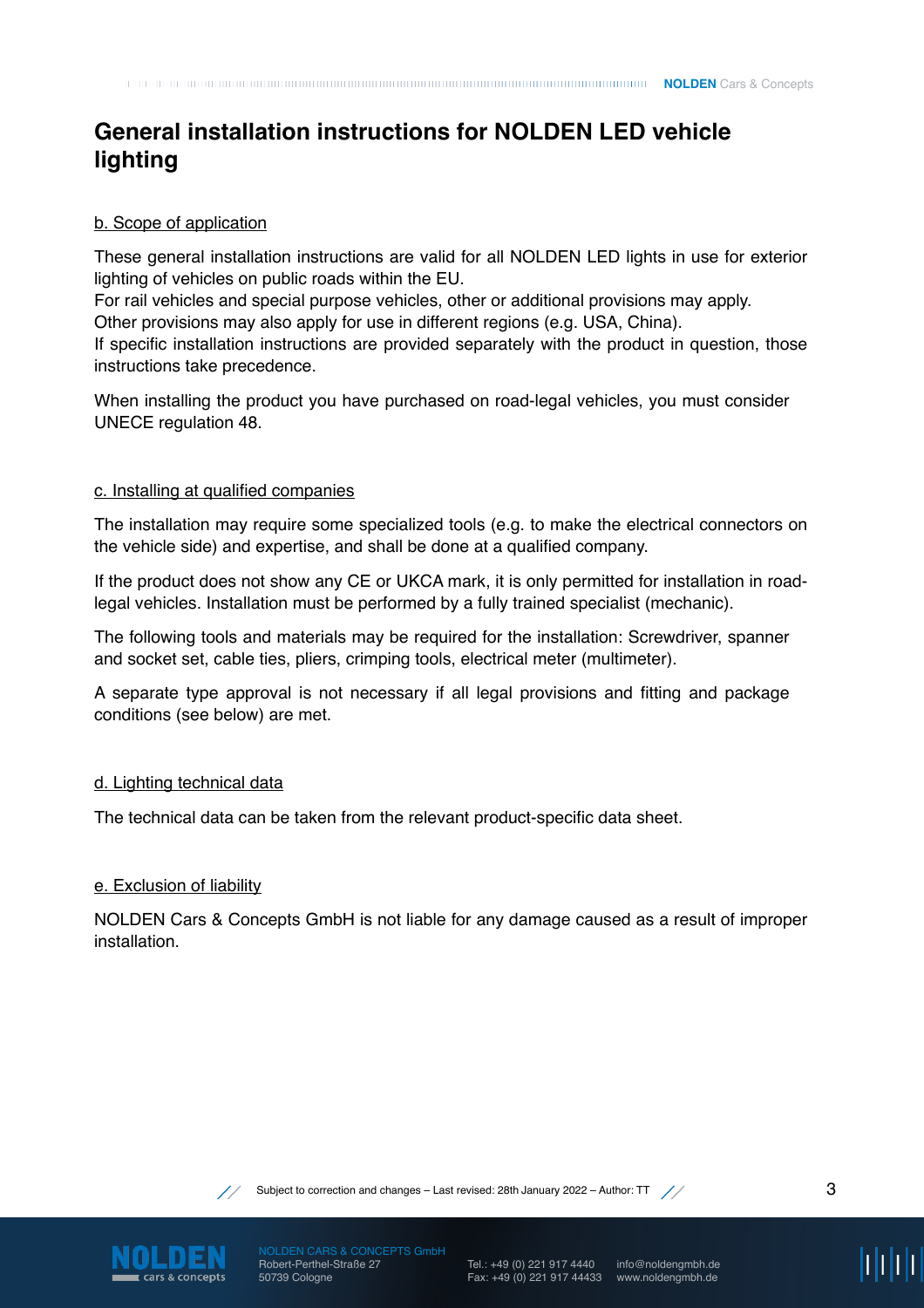# General installation instructions for NOLDEN LED vehicle lighting

## b. Scope of application

These general installation instructions are valid for all NOLDEN LED lights in use for exterior lighting of vehicles on public roads within the EU.
For rail vehicles and special purpose vehicles, other or additional provisions may apply.
Other provisions may also apply for use in different regions (e.g. USA, China).
If specific installation instructions are provided separately with the product in question, those instructions take precedence.

When installing the product you have purchased on road-legal vehicles, you must consider UNECE regulation 48.

## c. Installing at qualified companies

The installation may require some specialized tools (e.g. to make the electrical connectors on the vehicle side) and expertise, and shall be done at a qualified company.

If the product does not show any CE or UKCA mark, it is only permitted for installation in road-legal vehicles. Installation must be performed by a fully trained specialist (mechanic).

The following tools and materials may be required for the installation: Screwdriver, spanner and socket set, cable ties, pliers, crimping tools, electrical meter (multimeter).

A separate type approval is not necessary if all legal provisions and fitting and package conditions (see below) are met.

## d. Lighting technical data

The technical data can be taken from the relevant product-specific data sheet.

## e. Exclusion of liability

NOLDEN Cars & Concepts GmbH is not liable for any damage caused as a result of improper installation.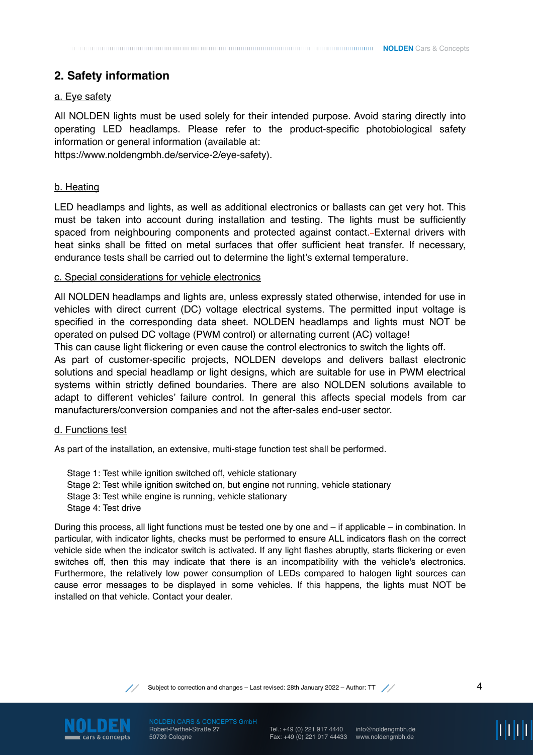## 2. Safety information

a. Eye safety

All NOLDEN lights must be used solely for their intended purpose. Avoid staring directly into operating LED headlamps. Please refer to the product-specific photobiological safety information or general information (available at:
https://www.noldengmbh.de/service-2/eye-safety).

b. Heating

LED headlamps and lights, as well as additional electronics or ballasts can get very hot. This must be taken into account during installation and testing. The lights must be sufficiently spaced from neighbouring components and protected against contact. External drivers with heat sinks shall be fitted on metal surfaces that offer sufficient heat transfer. If necessary, endurance tests shall be carried out to determine the light's external temperature.

c. Special considerations for vehicle electronics

All NOLDEN headlamps and lights are, unless expressly stated otherwise, intended for use in vehicles with direct current (DC) voltage electrical systems. The permitted input voltage is specified in the corresponding data sheet. NOLDEN headlamps and lights must NOT be operated on pulsed DC voltage (PWM control) or alternating current (AC) voltage!
This can cause light flickering or even cause the control electronics to switch the lights off.
As part of customer-specific projects, NOLDEN develops and delivers ballast electronic solutions and special headlamp or light designs, which are suitable for use in PWM electrical systems within strictly defined boundaries. There are also NOLDEN solutions available to adapt to different vehicles' failure control. In general this affects special models from car manufacturers/conversion companies and not the after-sales end-user sector.

d. Functions test

As part of the installation, an extensive, multi-stage function test shall be performed.

Stage 1: Test while ignition switched off, vehicle stationary
Stage 2: Test while ignition switched on, but engine not running, vehicle stationary
Stage 3: Test while engine is running, vehicle stationary
Stage 4: Test drive

During this process, all light functions must be tested one by one and – if applicable – in combination. In particular, with indicator lights, checks must be performed to ensure ALL indicators flash on the correct vehicle side when the indicator switch is activated. If any light flashes abruptly, starts flickering or even switches off, then this may indicate that there is an incompatibility with the vehicle's electronics. Furthermore, the relatively low power consumption of LEDs compared to halogen light sources can cause error messages to be displayed in some vehicles. If this happens, the lights must NOT be installed on that vehicle. Contact your dealer.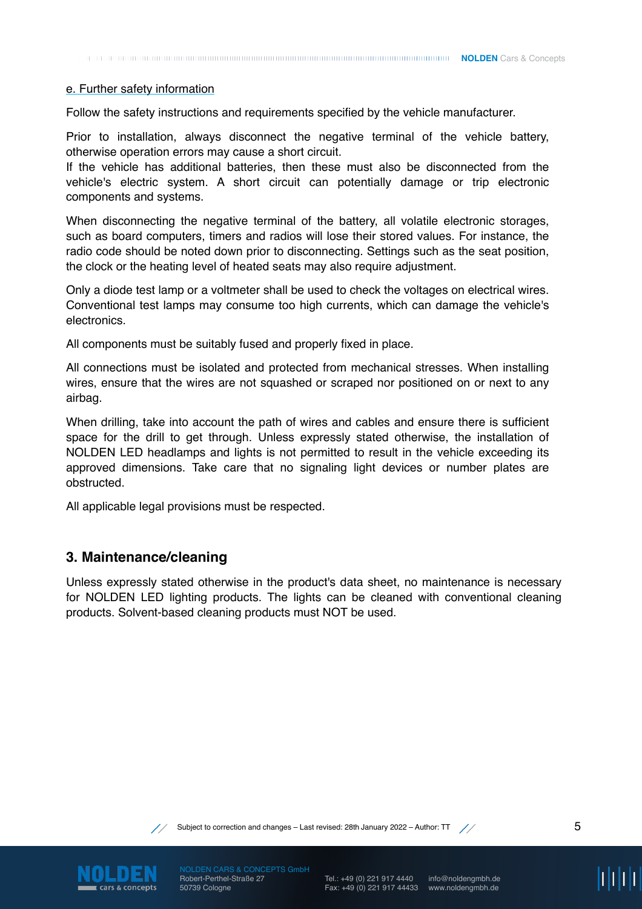e. Further safety information

Follow the safety instructions and requirements specified by the vehicle manufacturer.

Prior to installation, always disconnect the negative terminal of the vehicle battery, otherwise operation errors may cause a short circuit.
If the vehicle has additional batteries, then these must also be disconnected from the vehicle's electric system. A short circuit can potentially damage or trip electronic components and systems.

When disconnecting the negative terminal of the battery, all volatile electronic storages, such as board computers, timers and radios will lose their stored values. For instance, the radio code should be noted down prior to disconnecting. Settings such as the seat position, the clock or the heating level of heated seats may also require adjustment.

Only a diode test lamp or a voltmeter shall be used to check the voltages on electrical wires. Conventional test lamps may consume too high currents, which can damage the vehicle's electronics.

All components must be suitably fused and properly fixed in place.

All connections must be isolated and protected from mechanical stresses. When installing wires, ensure that the wires are not squashed or scraped nor positioned on or next to any airbag.

When drilling, take into account the path of wires and cables and ensure there is sufficient space for the drill to get through. Unless expressly stated otherwise, the installation of NOLDEN LED headlamps and lights is not permitted to result in the vehicle exceeding its approved dimensions. Take care that no signaling light devices or number plates are obstructed.

All applicable legal provisions must be respected.

## 3. Maintenance/cleaning

Unless expressly stated otherwise in the product's data sheet, no maintenance is necessary for NOLDEN LED lighting products. The lights can be cleaned with conventional cleaning products. Solvent-based cleaning products must NOT be used.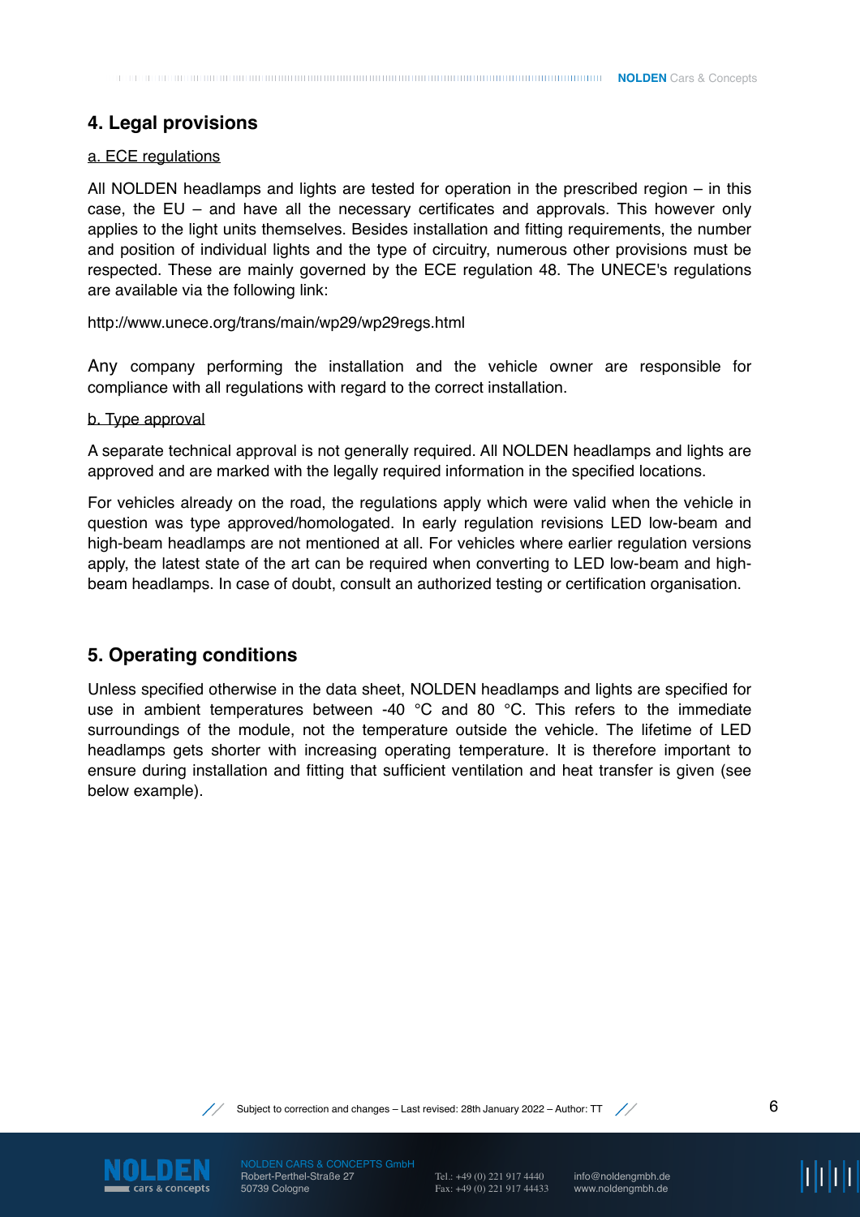## 4. Legal provisions

a. ECE regulations

All NOLDEN headlamps and lights are tested for operation in the prescribed region – in this case, the EU – and have all the necessary certificates and approvals. This however only applies to the light units themselves. Besides installation and fitting requirements, the number and position of individual lights and the type of circuitry, numerous other provisions must be respected. These are mainly governed by the ECE regulation 48. The UNECE's regulations are available via the following link:

http://www.unece.org/trans/main/wp29/wp29regs.html

Any company performing the installation and the vehicle owner are responsible for compliance with all regulations with regard to the correct installation.

b. Type approval

A separate technical approval is not generally required. All NOLDEN headlamps and lights are approved and are marked with the legally required information in the specified locations.

For vehicles already on the road, the regulations apply which were valid when the vehicle in question was type approved/homologated. In early regulation revisions LED low-beam and high-beam headlamps are not mentioned at all. For vehicles where earlier regulation versions apply, the latest state of the art can be required when converting to LED low-beam and high-beam headlamps. In case of doubt, consult an authorized testing or certification organisation.

## 5. Operating conditions

Unless specified otherwise in the data sheet, NOLDEN headlamps and lights are specified for use in ambient temperatures between -40 °C and 80 °C. This refers to the immediate surroundings of the module, not the temperature outside the vehicle. The lifetime of LED headlamps gets shorter with increasing operating temperature. It is therefore important to ensure during installation and fitting that sufficient ventilation and heat transfer is given (see below example).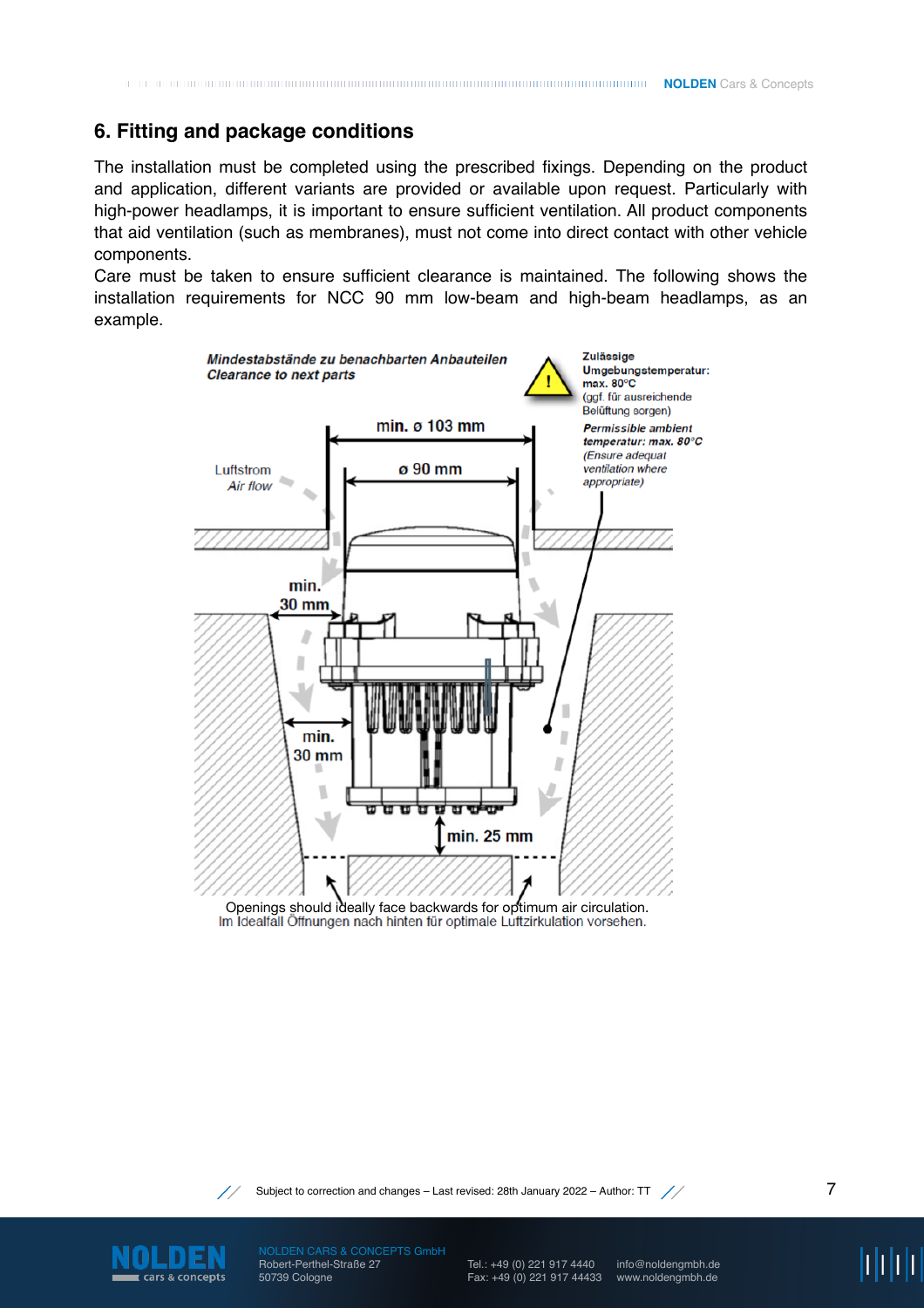## 6. Fitting and package conditions

The installation must be completed using the prescribed fixings. Depending on the product and application, different variants are provided or available upon request. Particularly with high-power headlamps, it is important to ensure sufficient ventilation. All product components that aid ventilation (such as membranes), must not come into direct contact with other vehicle components.

Care must be taken to ensure sufficient clearance is maintained. The following shows the installation requirements for NCC 90 mm low-beam and high-beam headlamps, as an example.

*Mindestabstände zu benachbarten Anbauteilen*
*Clearance to next parts*

Zulässige Umgebungstemperatur: max. 80°C
(ggf. für ausreichende Belüftung sorgen)

*Permissible ambient temperatur: max. 80°C*
*(Ensure adequat ventilation where appropriate)*

min. ø 103 mm

ø 90 mm

Luftstrom
*Air flow*

min. 30 mm

min. 30 mm

min. 25 mm

Openings should ideally face backwards for optimum air circulation.
Im Idealfall Öffnungen nach hinten für optimale Luftzirkulation vorsehen.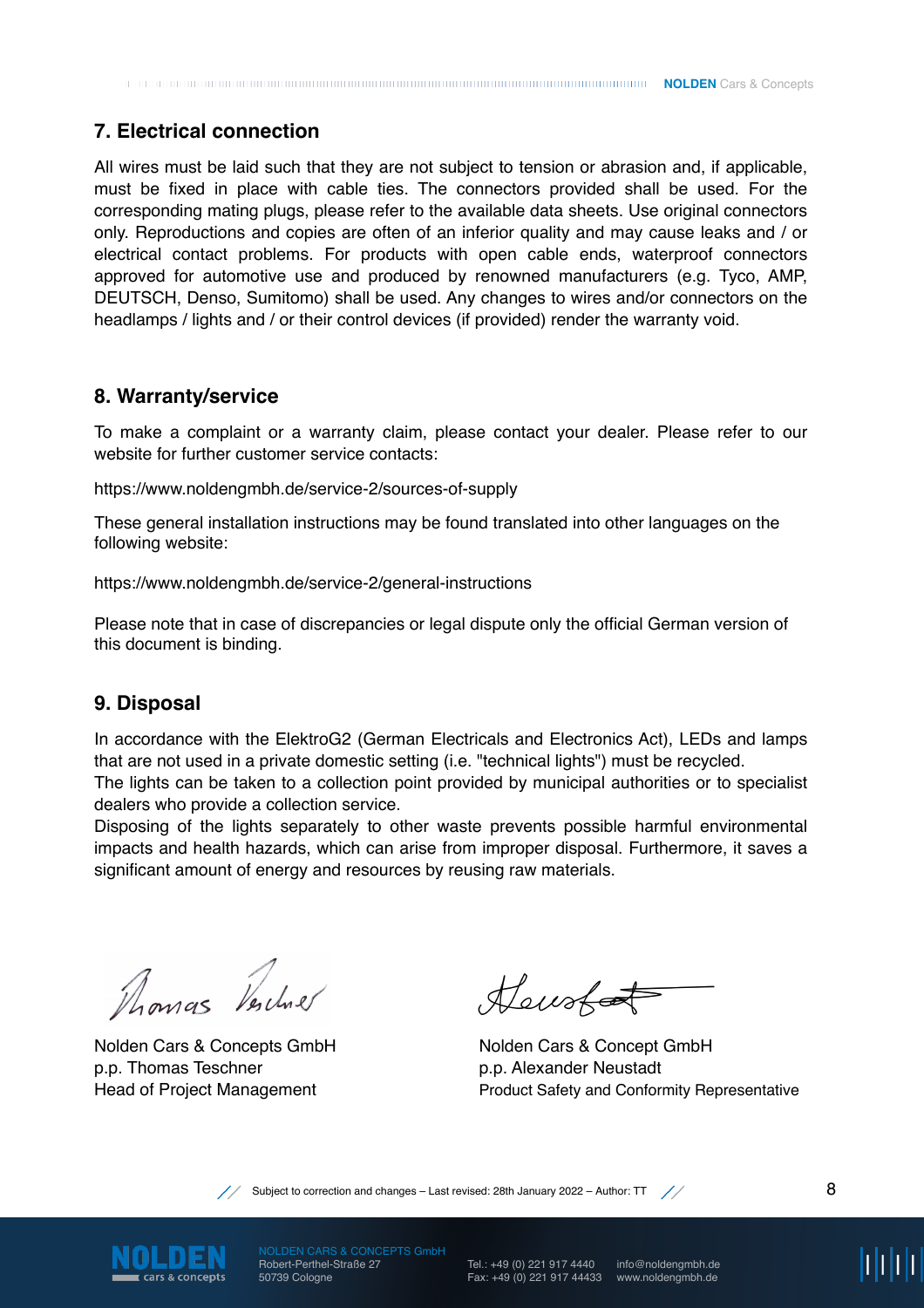## 7. Electrical connection

All wires must be laid such that they are not subject to tension or abrasion and, if applicable, must be fixed in place with cable ties. The connectors provided shall be used. For the corresponding mating plugs, please refer to the available data sheets. Use original connectors only. Reproductions and copies are often of an inferior quality and may cause leaks and / or electrical contact problems. For products with open cable ends, waterproof connectors approved for automotive use and produced by renowned manufacturers (e.g. Tyco, AMP, DEUTSCH, Denso, Sumitomo) shall be used. Any changes to wires and/or connectors on the headlamps / lights and / or their control devices (if provided) render the warranty void.

## 8. Warranty/service

To make a complaint or a warranty claim, please contact your dealer. Please refer to our website for further customer service contacts:

https://www.noldengmbh.de/service-2/sources-of-supply

These general installation instructions may be found translated into other languages on the following website:

https://www.noldengmbh.de/service-2/general-instructions

Please note that in case of discrepancies or legal dispute only the official German version of this document is binding.

## 9. Disposal

In accordance with the ElektroG2 (German Electricals and Electronics Act), LEDs and lamps that are not used in a private domestic setting (i.e. "technical lights") must be recycled.
The lights can be taken to a collection point provided by municipal authorities or to specialist dealers who provide a collection service.
Disposing of the lights separately to other waste prevents possible harmful environmental impacts and health hazards, which can arise from improper disposal. Furthermore, it saves a significant amount of energy and resources by reusing raw materials.

Nolden Cars & Concepts GmbH
p.p. Thomas Teschner
Head of Project Management

Nolden Cars & Concept GmbH
p.p. Alexander Neustadt
Product Safety and Conformity Representative

Subject to correction and changes – Last revised: 28th January 2022 – Author: TT